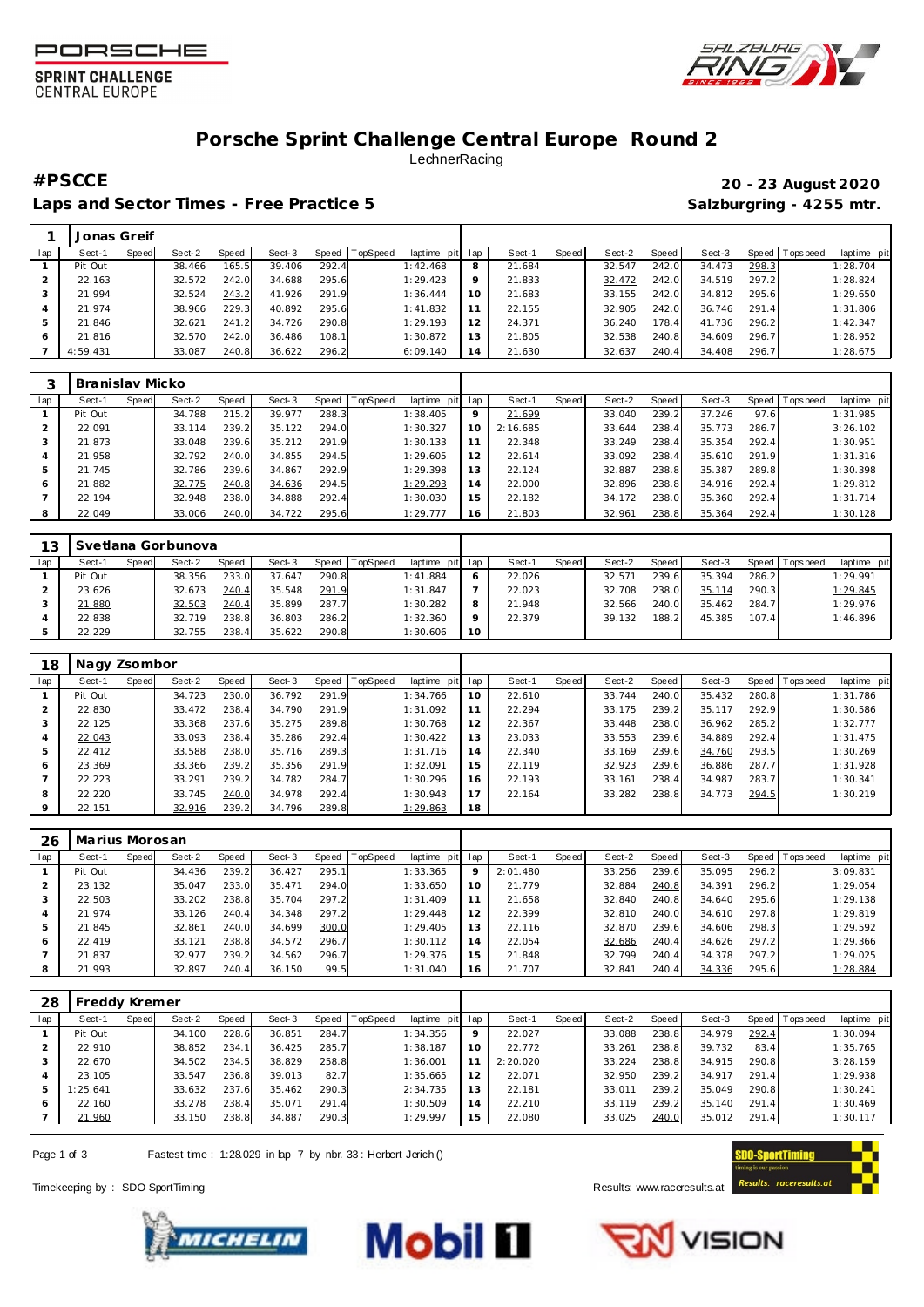PORSCHE SPRINT CHALLENGE CENTRAL EUROPE

# Porsche Sprint Challenge Central Europe Round 2

LechnerRacing

**#PSCCE** — **20 - 23 August 2020**

**Laps and Sector Times - Free Practice 5** — **Salzburgring - 4255 mtr.**

## 1 Jonas Greif

| lap | Sect-1 | Speed | Sect-2 | Speed | Sect-3 | Speed | TopSpeed | laptime pit | lap | Sect-1 | Speed | Sect-2 | Speed | Sect-3 | Speed | Topspeed | laptime pit |
|---|---|---|---|---|---|---|---|---|---|---|---|---|---|---|---|---|---|
| 1 | Pit Out | | 38.466 | 165.5 | 39.406 | 292.4 | | 1:42.468 | 8 | 21.684 | | 32.547 | 242.0 | 34.473 | 298.3 | | 1:28.704 |
| 2 | 22.163 | | 32.572 | 242.0 | 34.688 | 295.6 | | 1:29.423 | 9 | 21.833 | | 32.472 | 242.0 | 34.519 | 297.2 | | 1:28.824 |
| 3 | 21.994 | | 32.524 | 243.2 | 41.926 | 291.9 | | 1:36.444 | 10 | 21.683 | | 33.155 | 242.0 | 34.812 | 295.6 | | 1:29.650 |
| 4 | 21.974 | | 38.966 | 229.3 | 40.892 | 295.6 | | 1:41.832 | 11 | 22.155 | | 32.905 | 242.0 | 36.746 | 291.4 | | 1:31.806 |
| 5 | 21.846 | | 32.621 | 241.2 | 34.726 | 290.8 | | 1:29.193 | 12 | 24.371 | | 36.240 | 178.4 | 41.736 | 296.2 | | 1:42.347 |
| 6 | 21.816 | | 32.570 | 242.0 | 36.486 | 108.1 | | 1:30.872 | 13 | 21.805 | | 32.538 | 240.8 | 34.609 | 296.7 | | 1:28.952 |
| 7 | 4:59.431 | | 33.087 | 240.8 | 36.622 | 296.2 | | 6:09.140 | 14 | 21.630 | | 32.637 | 240.4 | 34.408 | 296.7 | | 1:28.675 |

## 3 Branislav Micko

| lap | Sect-1 | Speed | Sect-2 | Speed | Sect-3 | Speed | TopSpeed | laptime pit | lap | Sect-1 | Speed | Sect-2 | Speed | Sect-3 | Speed | Topspeed | laptime pit |
|---|---|---|---|---|---|---|---|---|---|---|---|---|---|---|---|---|---|
| 1 | Pit Out | | 34.788 | 215.2 | 39.977 | 288.3 | | 1:38.405 | 9 | 21.699 | | 33.040 | 239.2 | 37.246 | 97.6 | | 1:31.985 |
| 2 | 22.091 | | 33.114 | 239.2 | 35.122 | 294.0 | | 1:30.327 | 10 | 2:16.685 | | 33.644 | 238.4 | 35.773 | 286.7 | | 3:26.102 |
| 3 | 21.873 | | 33.048 | 239.6 | 35.212 | 291.9 | | 1:30.133 | 11 | 22.348 | | 33.249 | 238.4 | 35.354 | 292.4 | | 1:30.951 |
| 4 | 21.958 | | 32.792 | 240.0 | 34.855 | 294.5 | | 1:29.605 | 12 | 22.614 | | 33.092 | 238.4 | 35.610 | 291.9 | | 1:31.316 |
| 5 | 21.745 | | 32.786 | 239.6 | 34.867 | 292.9 | | 1:29.398 | 13 | 22.124 | | 32.887 | 238.8 | 35.387 | 289.8 | | 1:30.398 |
| 6 | 21.882 | | 32.775 | 240.8 | 34.636 | 294.5 | | 1:29.293 | 14 | 22.000 | | 32.896 | 238.8 | 34.916 | 292.4 | | 1:29.812 |
| 7 | 22.194 | | 32.948 | 238.0 | 34.888 | 292.4 | | 1:30.030 | 15 | 22.182 | | 34.172 | 238.0 | 35.360 | 292.4 | | 1:31.714 |
| 8 | 22.049 | | 33.006 | 240.0 | 34.722 | 295.6 | | 1:29.777 | 16 | 21.803 | | 32.961 | 238.8 | 35.364 | 292.4 | | 1:30.128 |

## 13 Svetlana Gorbunova

| lap | Sect-1 | Speed | Sect-2 | Speed | Sect-3 | Speed | TopSpeed | laptime pit | lap | Sect-1 | Speed | Sect-2 | Speed | Sect-3 | Speed | Topspeed | laptime pit |
|---|---|---|---|---|---|---|---|---|---|---|---|---|---|---|---|---|---|
| 1 | Pit Out | | 38.356 | 233.0 | 37.647 | 290.8 | | 1:41.884 | 6 | 22.026 | | 32.571 | 239.6 | 35.394 | 286.2 | | 1:29.991 |
| 2 | 23.626 | | 32.673 | 240.4 | 35.548 | 291.9 | | 1:31.847 | 7 | 22.023 | | 32.708 | 238.0 | 35.114 | 290.3 | | 1:29.845 |
| 3 | 21.880 | | 32.503 | 240.4 | 35.899 | 287.7 | | 1:30.282 | 8 | 21.948 | | 32.566 | 240.0 | 35.462 | 284.7 | | 1:29.976 |
| 4 | 22.838 | | 32.719 | 238.8 | 36.803 | 286.2 | | 1:32.360 | 9 | 22.379 | | 39.132 | 188.2 | 45.385 | 107.4 | | 1:46.896 |
| 5 | 22.229 | | 32.755 | 238.4 | 35.622 | 290.8 | | 1:30.606 | 10 | | | | | | | | |

## 18 Nagy Zsombor

| lap | Sect-1 | Speed | Sect-2 | Speed | Sect-3 | Speed | TopSpeed | laptime pit | lap | Sect-1 | Speed | Sect-2 | Speed | Sect-3 | Speed | Topspeed | laptime pit |
|---|---|---|---|---|---|---|---|---|---|---|---|---|---|---|---|---|---|
| 1 | Pit Out | | 34.723 | 230.0 | 36.792 | 291.9 | | 1:34.766 | 10 | 22.610 | | 33.744 | 240.0 | 35.432 | 280.8 | | 1:31.786 |
| 2 | 22.830 | | 33.472 | 238.4 | 34.790 | 291.9 | | 1:31.092 | 11 | 22.294 | | 33.175 | 239.2 | 35.117 | 292.9 | | 1:30.586 |
| 3 | 22.125 | | 33.368 | 237.6 | 35.275 | 289.8 | | 1:30.768 | 12 | 22.367 | | 33.448 | 238.0 | 36.962 | 285.2 | | 1:32.777 |
| 4 | 22.043 | | 33.093 | 238.4 | 35.286 | 292.4 | | 1:30.422 | 13 | 23.033 | | 33.553 | 239.6 | 34.889 | 292.4 | | 1:31.475 |
| 5 | 22.412 | | 33.588 | 238.0 | 35.716 | 289.3 | | 1:31.716 | 14 | 22.340 | | 33.169 | 239.6 | 34.760 | 293.5 | | 1:30.269 |
| 6 | 23.369 | | 33.366 | 239.2 | 35.356 | 291.9 | | 1:32.091 | 15 | 22.119 | | 32.923 | 239.6 | 36.886 | 287.7 | | 1:31.928 |
| 7 | 22.223 | | 33.291 | 239.2 | 34.782 | 284.7 | | 1:30.296 | 16 | 22.193 | | 33.161 | 238.4 | 34.987 | 283.7 | | 1:30.341 |
| 8 | 22.220 | | 33.745 | 240.0 | 34.978 | 292.4 | | 1:30.943 | 17 | 22.164 | | 33.282 | 238.8 | 34.773 | 294.5 | | 1:30.219 |
| 9 | 22.151 | | 32.916 | 239.2 | 34.796 | 289.8 | | 1:29.863 | 18 | | | | | | | | |

## 26 Marius Morosan

| lap | Sect-1 | Speed | Sect-2 | Speed | Sect-3 | Speed | TopSpeed | laptime pit | lap | Sect-1 | Speed | Sect-2 | Speed | Sect-3 | Speed | Topspeed | laptime pit |
|---|---|---|---|---|---|---|---|---|---|---|---|---|---|---|---|---|---|
| 1 | Pit Out | | 34.436 | 239.2 | 36.427 | 295.1 | | 1:33.365 | 9 | 2:01.480 | | 33.256 | 239.6 | 35.095 | 296.2 | | 3:09.831 |
| 2 | 23.132 | | 35.047 | 233.0 | 35.471 | 294.0 | | 1:33.650 | 10 | 21.779 | | 32.884 | 240.8 | 34.391 | 296.2 | | 1:29.054 |
| 3 | 22.503 | | 33.202 | 238.8 | 35.704 | 297.2 | | 1:31.409 | 11 | 21.658 | | 32.840 | 240.8 | 34.640 | 295.6 | | 1:29.138 |
| 4 | 21.974 | | 33.126 | 240.4 | 34.348 | 297.2 | | 1:29.448 | 12 | 22.399 | | 32.810 | 240.0 | 34.610 | 297.8 | | 1:29.819 |
| 5 | 21.845 | | 32.861 | 240.0 | 34.699 | 300.0 | | 1:29.405 | 13 | 22.116 | | 32.870 | 239.6 | 34.606 | 298.3 | | 1:29.592 |
| 6 | 22.419 | | 33.121 | 238.8 | 34.572 | 296.7 | | 1:30.112 | 14 | 22.054 | | 32.686 | 240.4 | 34.626 | 297.2 | | 1:29.366 |
| 7 | 21.837 | | 32.977 | 239.2 | 34.562 | 296.7 | | 1:29.376 | 15 | 21.848 | | 32.799 | 240.4 | 34.378 | 297.2 | | 1:29.025 |
| 8 | 21.993 | | 32.897 | 240.4 | 36.150 | 99.5 | | 1:31.040 | 16 | 21.707 | | 32.841 | 240.4 | 34.336 | 295.6 | | 1:28.884 |

## 28 Freddy Kremer

| lap | Sect-1 | Speed | Sect-2 | Speed | Sect-3 | Speed | TopSpeed | laptime pit | lap | Sect-1 | Speed | Sect-2 | Speed | Sect-3 | Speed | Topspeed | laptime pit |
|---|---|---|---|---|---|---|---|---|---|---|---|---|---|---|---|---|---|
| 1 | Pit Out | | 34.100 | 228.6 | 36.851 | 284.7 | | 1:34.356 | 9 | 22.027 | | 33.088 | 238.8 | 34.979 | 292.4 | | 1:30.094 |
| 2 | 22.910 | | 38.852 | 234.1 | 36.425 | 285.7 | | 1:38.187 | 10 | 22.772 | | 33.261 | 238.8 | 39.732 | 83.4 | | 1:35.765 |
| 3 | 22.670 | | 34.502 | 234.5 | 38.829 | 258.8 | | 1:36.001 | 11 | 2:20.020 | | 33.224 | 238.8 | 34.915 | 290.8 | | 3:28.159 |
| 4 | 23.105 | | 33.547 | 236.8 | 39.013 | 82.7 | | 1:35.665 | 12 | 22.071 | | 32.950 | 239.2 | 34.917 | 291.4 | | 1:29.938 |
| 5 | 1:25.641 | | 33.632 | 237.6 | 35.462 | 290.3 | | 2:34.735 | 13 | 22.181 | | 33.011 | 239.2 | 35.049 | 290.8 | | 1:30.241 |
| 6 | 22.160 | | 33.278 | 238.4 | 35.071 | 291.4 | | 1:30.509 | 14 | 22.210 | | 33.119 | 239.2 | 35.140 | 291.4 | | 1:30.469 |
| 7 | 21.960 | | 33.150 | 238.8 | 34.887 | 290.3 | | 1:29.997 | 15 | 22.080 | | 33.025 | 240.0 | 35.012 | 291.4 | | 1:30.117 |

Fastest time : 1:28.029 in lap 7 by nbr. 33 : Herbert Jerich ()

Timekeeping by : SDO SportTiming — Results: www.raceresults.at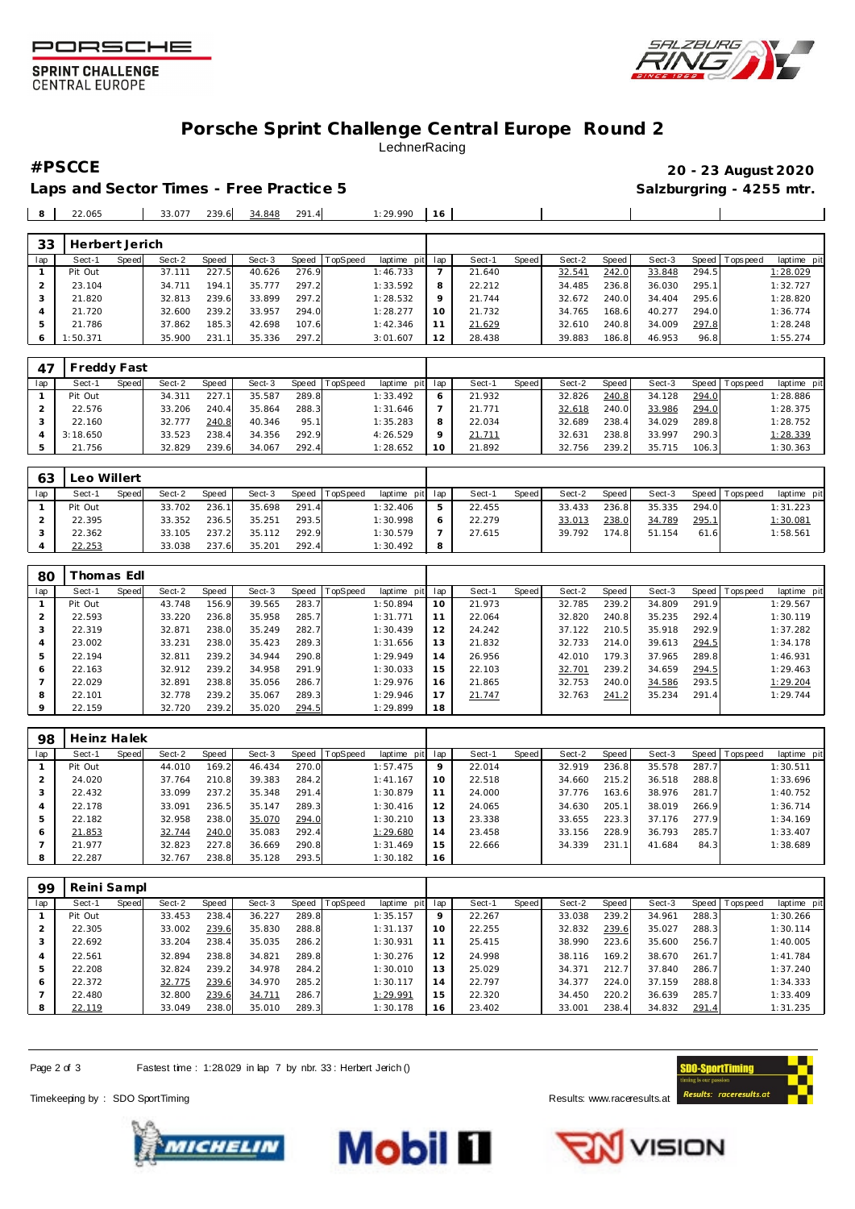# Porsche Sprint Challenge Central Europe Round 2

LechnerRacing

**#PSCCE** **20 - 23 August 2020**

**Laps and Sector Times - Free Practice 5** **Salzburgring - 4255 mtr.**

| lap | Sect-1 | Speed | Sect-2 | Speed | Sect-3 | Speed | TopSpeed | laptime pit | lap | Sect-1 | Speed | Sect-2 | Speed | Sect-3 | Speed | Topspeed | laptime pit |
|---|---|---|---|---|---|---|---|---|---|---|---|---|---|---|---|---|---|
| 8 | 22.065 | | 33.077 | 239.6 | 34.848 | 291.4 | | 1:29.990 | 16 | | | | | | | | |

## 33 Herbert Jerich

| lap | Sect-1 | Speed | Sect-2 | Speed | Sect-3 | Speed | TopSpeed | laptime pit | lap | Sect-1 | Speed | Sect-2 | Speed | Sect-3 | Speed | Topspeed | laptime pit |
|---|---|---|---|---|---|---|---|---|---|---|---|---|---|---|---|---|---|
| 1 | Pit Out | | 37.111 | 227.5 | 40.626 | 276.9 | | 1:46.733 | 7 | 21.640 | | 32.541 | 242.0 | 33.848 | 294.5 | | 1:28.029 |
| 2 | 23.104 | | 34.711 | 194.1 | 35.777 | 297.2 | | 1:33.592 | 8 | 22.212 | | 34.485 | 236.8 | 36.030 | 295.1 | | 1:32.727 |
| 3 | 21.820 | | 32.813 | 239.6 | 33.899 | 297.2 | | 1:28.532 | 9 | 21.744 | | 32.672 | 240.0 | 34.404 | 295.6 | | 1:28.820 |
| 4 | 21.720 | | 32.600 | 239.2 | 33.957 | 294.0 | | 1:28.277 | 10 | 21.732 | | 34.765 | 168.6 | 40.277 | 294.0 | | 1:36.774 |
| 5 | 21.786 | | 37.862 | 185.3 | 42.698 | 107.6 | | 1:42.346 | 11 | 21.629 | | 32.610 | 240.8 | 34.009 | 297.8 | | 1:28.248 |
| 6 | 1:50.371 | | 35.900 | 231.1 | 35.336 | 297.2 | | 3:01.607 | 12 | 28.438 | | 39.883 | 186.8 | 46.953 | 96.8 | | 1:55.274 |

## 47 Freddy Fast

| lap | Sect-1 | Speed | Sect-2 | Speed | Sect-3 | Speed | TopSpeed | laptime pit | lap | Sect-1 | Speed | Sect-2 | Speed | Sect-3 | Speed | Topspeed | laptime pit |
|---|---|---|---|---|---|---|---|---|---|---|---|---|---|---|---|---|---|
| 1 | Pit Out | | 34.311 | 227.1 | 35.587 | 289.8 | | 1:33.492 | 6 | 21.932 | | 32.826 | 240.8 | 34.128 | 294.0 | | 1:28.886 |
| 2 | 22.576 | | 33.206 | 240.4 | 35.864 | 288.3 | | 1:31.646 | 7 | 21.771 | | 32.618 | 240.0 | 33.986 | 294.0 | | 1:28.375 |
| 3 | 22.160 | | 32.777 | 240.8 | 40.346 | 95.1 | | 1:35.283 | 8 | 22.034 | | 32.689 | 238.4 | 34.029 | 289.8 | | 1:28.752 |
| 4 | 3:18.650 | | 33.523 | 238.4 | 34.356 | 292.9 | | 4:26.529 | 9 | 21.711 | | 32.631 | 238.8 | 33.997 | 290.3 | | 1:28.339 |
| 5 | 21.756 | | 32.829 | 239.6 | 34.067 | 292.4 | | 1:28.652 | 10 | 21.892 | | 32.756 | 239.2 | 35.715 | 106.3 | | 1:30.363 |

## 63 Leo Willert

| lap | Sect-1 | Speed | Sect-2 | Speed | Sect-3 | Speed | TopSpeed | laptime pit | lap | Sect-1 | Speed | Sect-2 | Speed | Sect-3 | Speed | Topspeed | laptime pit |
|---|---|---|---|---|---|---|---|---|---|---|---|---|---|---|---|---|---|
| 1 | Pit Out | | 33.702 | 236.1 | 35.698 | 291.4 | | 1:32.406 | 5 | 22.455 | | 33.433 | 236.8 | 35.335 | 294.0 | | 1:31.223 |
| 2 | 22.395 | | 33.352 | 236.5 | 35.251 | 293.5 | | 1:30.998 | 6 | 22.279 | | 33.013 | 238.0 | 34.789 | 295.1 | | 1:30.081 |
| 3 | 22.362 | | 33.105 | 237.2 | 35.112 | 292.9 | | 1:30.579 | 7 | 27.615 | | 39.792 | 174.8 | 51.154 | 61.6 | | 1:58.561 |
| 4 | 22.253 | | 33.038 | 237.6 | 35.201 | 292.4 | | 1:30.492 | 8 | | | | | | | | |

## 80 Thomas Edl

| lap | Sect-1 | Speed | Sect-2 | Speed | Sect-3 | Speed | TopSpeed | laptime pit | lap | Sect-1 | Speed | Sect-2 | Speed | Sect-3 | Speed | Topspeed | laptime pit |
|---|---|---|---|---|---|---|---|---|---|---|---|---|---|---|---|---|---|
| 1 | Pit Out | | 43.748 | 156.9 | 39.565 | 283.7 | | 1:50.894 | 10 | 21.973 | | 32.785 | 239.2 | 34.809 | 291.9 | | 1:29.567 |
| 2 | 22.593 | | 33.220 | 236.8 | 35.958 | 285.7 | | 1:31.771 | 11 | 22.064 | | 32.820 | 240.8 | 35.235 | 292.4 | | 1:30.119 |
| 3 | 22.319 | | 32.871 | 238.0 | 35.249 | 282.7 | | 1:30.439 | 12 | 24.242 | | 37.122 | 210.5 | 35.918 | 292.9 | | 1:37.282 |
| 4 | 23.002 | | 33.231 | 238.0 | 35.423 | 289.3 | | 1:31.656 | 13 | 21.832 | | 32.733 | 214.0 | 39.613 | 294.5 | | 1:34.178 |
| 5 | 22.194 | | 32.811 | 239.2 | 34.944 | 290.8 | | 1:29.949 | 14 | 26.956 | | 42.010 | 179.3 | 37.965 | 289.8 | | 1:46.931 |
| 6 | 22.163 | | 32.912 | 239.2 | 34.958 | 291.9 | | 1:30.033 | 15 | 22.103 | | 32.701 | 239.2 | 34.659 | 294.5 | | 1:29.463 |
| 7 | 22.029 | | 32.891 | 238.8 | 35.056 | 286.7 | | 1:29.976 | 16 | 21.865 | | 32.753 | 240.0 | 34.586 | 293.5 | | 1:29.204 |
| 8 | 22.101 | | 32.778 | 239.2 | 35.067 | 289.3 | | 1:29.946 | 17 | 21.747 | | 32.763 | 241.2 | 35.234 | 291.4 | | 1:29.744 |
| 9 | 22.159 | | 32.720 | 239.2 | 35.020 | 294.5 | | 1:29.899 | 18 | | | | | | | | |

## 98 Heinz Halek

| lap | Sect-1 | Speed | Sect-2 | Speed | Sect-3 | Speed | TopSpeed | laptime pit | lap | Sect-1 | Speed | Sect-2 | Speed | Sect-3 | Speed | Topspeed | laptime pit |
|---|---|---|---|---|---|---|---|---|---|---|---|---|---|---|---|---|---|
| 1 | Pit Out | | 44.010 | 169.2 | 46.434 | 270.0 | | 1:57.475 | 9 | 22.014 | | 32.919 | 236.8 | 35.578 | 287.7 | | 1:30.511 |
| 2 | 24.020 | | 37.764 | 210.8 | 39.383 | 284.2 | | 1:41.167 | 10 | 22.518 | | 34.660 | 215.2 | 36.518 | 288.8 | | 1:33.696 |
| 3 | 22.432 | | 33.099 | 237.2 | 35.348 | 291.4 | | 1:30.879 | 11 | 24.000 | | 37.776 | 163.6 | 38.976 | 281.7 | | 1:40.752 |
| 4 | 22.178 | | 33.091 | 236.5 | 35.147 | 289.3 | | 1:30.416 | 12 | 24.065 | | 34.630 | 205.1 | 38.019 | 266.9 | | 1:36.714 |
| 5 | 22.182 | | 32.958 | 238.0 | 35.070 | 294.0 | | 1:30.210 | 13 | 23.338 | | 33.655 | 223.3 | 37.176 | 277.9 | | 1:34.169 |
| 6 | 21.853 | | 32.744 | 240.0 | 35.083 | 292.4 | | 1:29.680 | 14 | 23.458 | | 33.156 | 228.9 | 36.793 | 285.7 | | 1:33.407 |
| 7 | 21.977 | | 32.823 | 227.8 | 36.669 | 290.8 | | 1:31.469 | 15 | 22.666 | | 34.339 | 231.1 | 41.684 | 84.3 | | 1:38.689 |
| 8 | 22.287 | | 32.767 | 238.8 | 35.128 | 293.5 | | 1:30.182 | 16 | | | | | | | | |

## 99 Reini Sampl

| lap | Sect-1 | Speed | Sect-2 | Speed | Sect-3 | Speed | TopSpeed | laptime pit | lap | Sect-1 | Speed | Sect-2 | Speed | Sect-3 | Speed | Topspeed | laptime pit |
|---|---|---|---|---|---|---|---|---|---|---|---|---|---|---|---|---|---|
| 1 | Pit Out | | 33.453 | 238.4 | 36.227 | 289.8 | | 1:35.157 | 9 | 22.267 | | 33.038 | 239.2 | 34.961 | 288.3 | | 1:30.266 |
| 2 | 22.305 | | 33.002 | 239.6 | 35.830 | 288.8 | | 1:31.137 | 10 | 22.255 | | 32.832 | 239.6 | 35.027 | 288.3 | | 1:30.114 |
| 3 | 22.692 | | 33.204 | 238.4 | 35.035 | 286.2 | | 1:30.931 | 11 | 25.415 | | 38.990 | 223.6 | 35.600 | 256.7 | | 1:40.005 |
| 4 | 22.561 | | 32.894 | 238.8 | 34.821 | 289.8 | | 1:30.276 | 12 | 24.998 | | 38.116 | 169.2 | 38.670 | 261.7 | | 1:41.784 |
| 5 | 22.208 | | 32.824 | 239.2 | 34.978 | 284.2 | | 1:30.010 | 13 | 25.029 | | 34.371 | 212.7 | 37.840 | 286.7 | | 1:37.240 |
| 6 | 22.372 | | 32.775 | 239.6 | 34.970 | 285.2 | | 1:30.117 | 14 | 22.797 | | 34.377 | 224.0 | 37.159 | 288.8 | | 1:34.333 |
| 7 | 22.480 | | 32.800 | 239.6 | 34.711 | 286.7 | | 1:29.991 | 15 | 22.320 | | 34.450 | 220.2 | 36.639 | 285.7 | | 1:33.409 |
| 8 | 22.119 | | 33.049 | 238.0 | 35.010 | 289.3 | | 1:30.178 | 16 | 23.402 | | 33.001 | 238.4 | 34.832 | 291.4 | | 1:31.235 |

Fastest time : 1:28.029 in lap 7 by nbr. 33 : Herbert Jerich ()

Timekeeping by : SDO SportTiming

Results: www.raceresults.at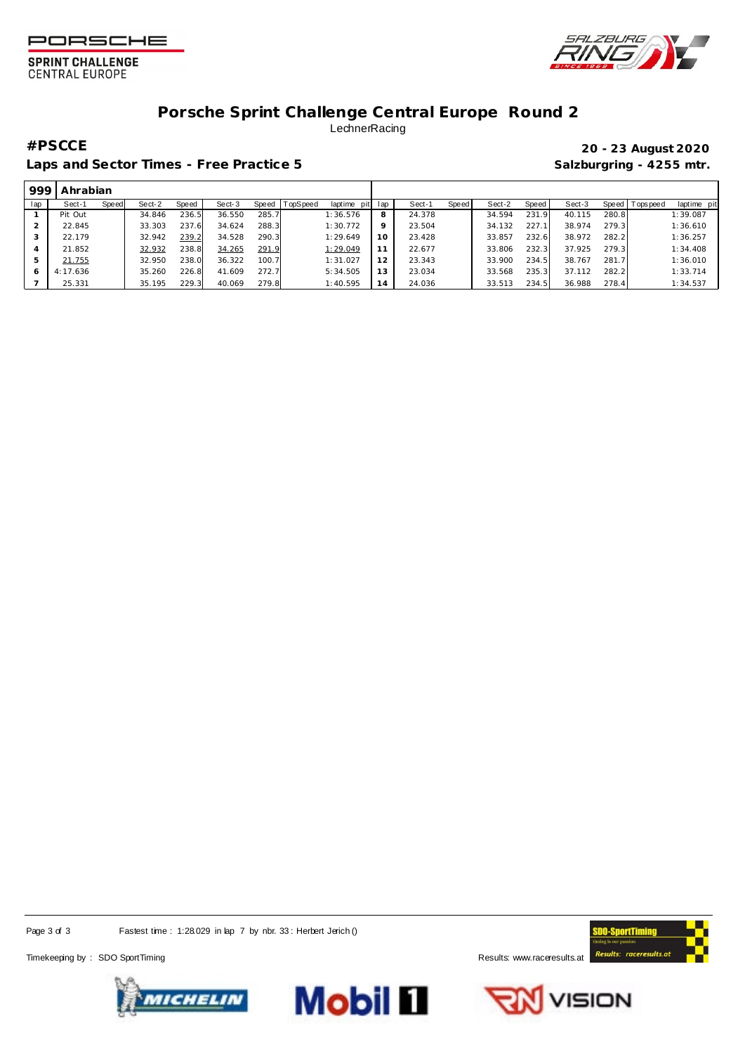PORSCHE

SPRINT CHALLENGE CENTRAL EUROPE

# Porsche Sprint Challenge Central Europe Round 2

LechnerRacing

**#PSCCE**

**20 - 23 August 2020**

**Laps and Sector Times - Free Practice 5**

**Salzburgring - 4255 mtr.**

**999 Ahrabian**

| lap | Sect-1 | Speed | Sect-2 | Speed | Sect-3 | Speed | TopSpeed | laptime pit | lap | Sect-1 | Speed | Sect-2 | Speed | Sect-3 | Speed | Topspeed | laptime pit |
|---|---|---|---|---|---|---|---|---|---|---|---|---|---|---|---|---|---|
| 1 | Pit Out | | 34.846 | 236.5 | 36.550 | 285.7 | | 1:36.576 | 8 | 24.378 | | 34.594 | 231.9 | 40.115 | 280.8 | | 1:39.087 |
| 2 | 22.845 | | 33.303 | 237.6 | 34.624 | 288.3 | | 1:30.772 | 9 | 23.504 | | 34.132 | 227.1 | 38.974 | 279.3 | | 1:36.610 |
| 3 | 22.179 | | 32.942 | 239.2 | 34.528 | 290.3 | | 1:29.649 | 10 | 23.428 | | 33.857 | 232.6 | 38.972 | 282.2 | | 1:36.257 |
| 4 | 21.852 | | 32.932 | 238.8 | 34.265 | 291.9 | | 1:29.049 | 11 | 22.677 | | 33.806 | 232.3 | 37.925 | 279.3 | | 1:34.408 |
| 5 | 21.755 | | 32.950 | 238.0 | 36.322 | 100.7 | | 1:31.027 | 12 | 23.343 | | 33.900 | 234.5 | 38.767 | 281.7 | | 1:36.010 |
| 6 | 4:17.636 | | 35.260 | 226.8 | 41.609 | 272.7 | | 5:34.505 | 13 | 23.034 | | 33.568 | 235.3 | 37.112 | 282.2 | | 1:33.714 |
| 7 | 25.331 | | 35.195 | 229.3 | 40.069 | 279.8 | | 1:40.595 | 14 | 24.036 | | 33.513 | 234.5 | 36.988 | 278.4 | | 1:34.537 |

Fastest time : 1:28.029 in lap 7 by nbr. 33 : Herbert Jerich ()

Timekeeping by : SDO SportTiming

Results: www.raceresults.at